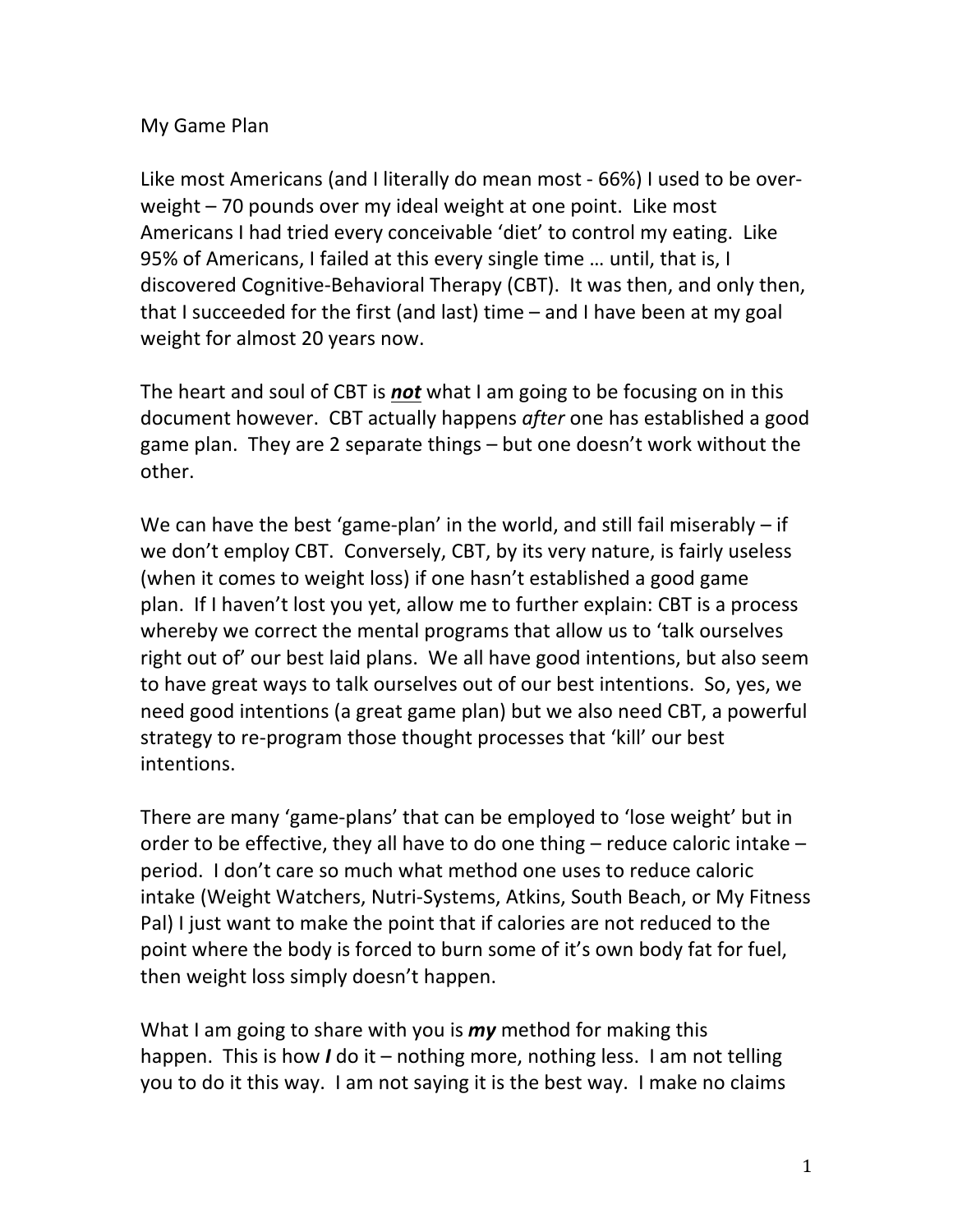# My Game Plan

Like most Americans (and I literally do mean most - 66%) I used to be over-weight – 70 pounds over my ideal weight at one point. Like most Americans I had tried every conceivable 'diet' to control my eating. Like 95% of Americans, I failed at this every single time … until, that is, I discovered Cognitive-Behavioral Therapy (CBT). It was then, and only then, that I succeeded for the first (and last) time – and I have been at my goal weight for almost 20 years now.

The heart and soul of CBT is ***not*** what I am going to be focusing on in this document however. CBT actually happens *after* one has established a good game plan. They are 2 separate things – but one doesn't work without the other.

We can have the best 'game-plan' in the world, and still fail miserably – if we don't employ CBT. Conversely, CBT, by its very nature, is fairly useless (when it comes to weight loss) if one hasn't established a good game plan. If I haven't lost you yet, allow me to further explain: CBT is a process whereby we correct the mental programs that allow us to 'talk ourselves right out of' our best laid plans. We all have good intentions, but also seem to have great ways to talk ourselves out of our best intentions. So, yes, we need good intentions (a great game plan) but we also need CBT, a powerful strategy to re-program those thought processes that 'kill' our best intentions.

There are many 'game-plans' that can be employed to 'lose weight' but in order to be effective, they all have to do one thing – reduce caloric intake – period. I don't care so much what method one uses to reduce caloric intake (Weight Watchers, Nutri-Systems, Atkins, South Beach, or My Fitness Pal) I just want to make the point that if calories are not reduced to the point where the body is forced to burn some of it's own body fat for fuel, then weight loss simply doesn't happen.

What I am going to share with you is ***my*** method for making this happen. This is how ***I*** do it – nothing more, nothing less. I am not telling you to do it this way. I am not saying it is the best way. I make no claims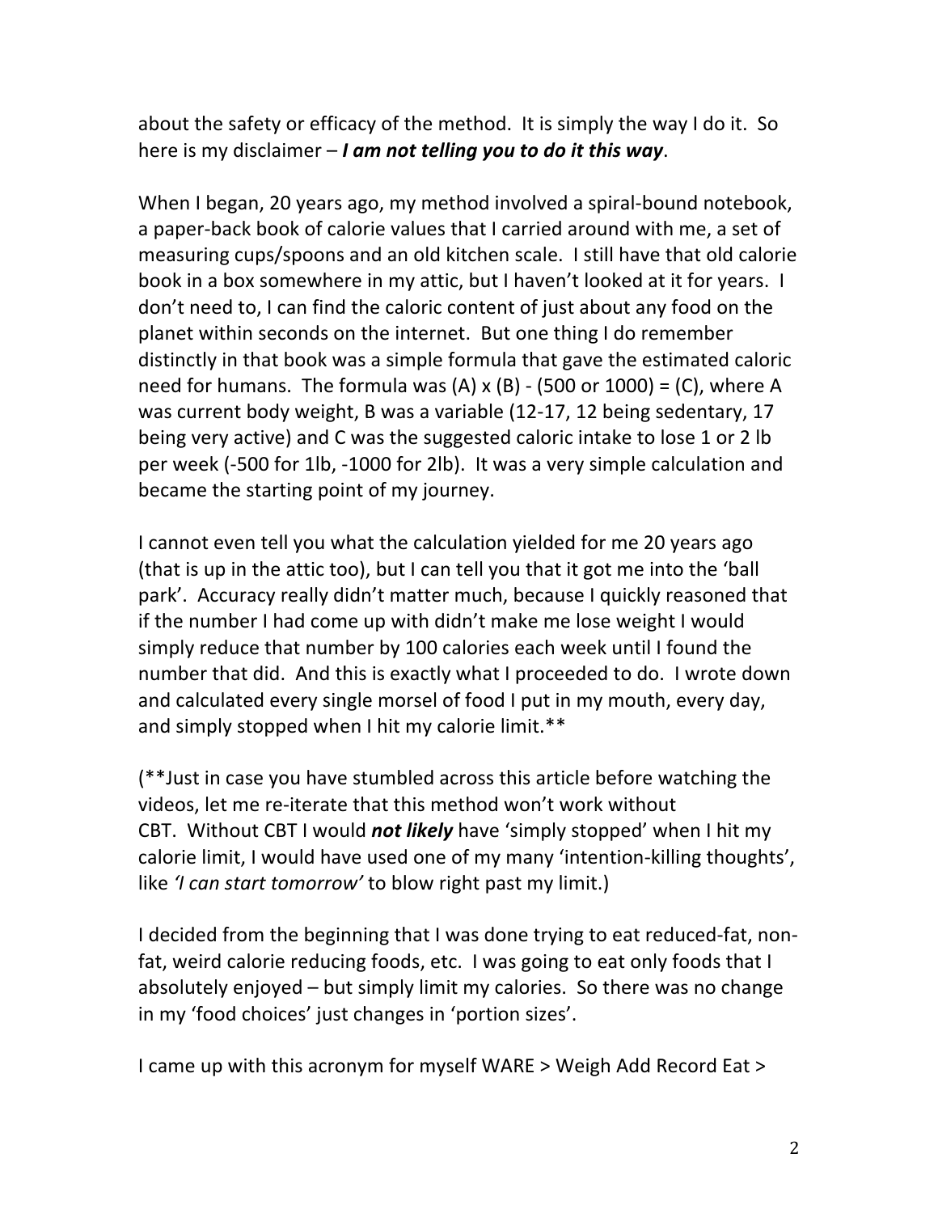about the safety or efficacy of the method. It is simply the way I do it. So here is my disclaimer – ***I am not telling you to do it this way***.

When I began, 20 years ago, my method involved a spiral-bound notebook, a paper-back book of calorie values that I carried around with me, a set of measuring cups/spoons and an old kitchen scale. I still have that old calorie book in a box somewhere in my attic, but I haven't looked at it for years. I don't need to, I can find the caloric content of just about any food on the planet within seconds on the internet. But one thing I do remember distinctly in that book was a simple formula that gave the estimated caloric need for humans. The formula was (A) x (B) - (500 or 1000) = (C), where A was current body weight, B was a variable (12-17, 12 being sedentary, 17 being very active) and C was the suggested caloric intake to lose 1 or 2 lb per week (-500 for 1lb, -1000 for 2lb). It was a very simple calculation and became the starting point of my journey.

I cannot even tell you what the calculation yielded for me 20 years ago (that is up in the attic too), but I can tell you that it got me into the 'ball park'. Accuracy really didn't matter much, because I quickly reasoned that if the number I had come up with didn't make me lose weight I would simply reduce that number by 100 calories each week until I found the number that did. And this is exactly what I proceeded to do. I wrote down and calculated every single morsel of food I put in my mouth, every day, and simply stopped when I hit my calorie limit.**

(**Just in case you have stumbled across this article before watching the videos, let me re-iterate that this method won't work without CBT. Without CBT I would ***not likely*** have 'simply stopped' when I hit my calorie limit, I would have used one of my many 'intention-killing thoughts', like *'I can start tomorrow'* to blow right past my limit.)

I decided from the beginning that I was done trying to eat reduced-fat, non-fat, weird calorie reducing foods, etc. I was going to eat only foods that I absolutely enjoyed – but simply limit my calories. So there was no change in my 'food choices' just changes in 'portion sizes'.

I came up with this acronym for myself WARE > Weigh Add Record Eat >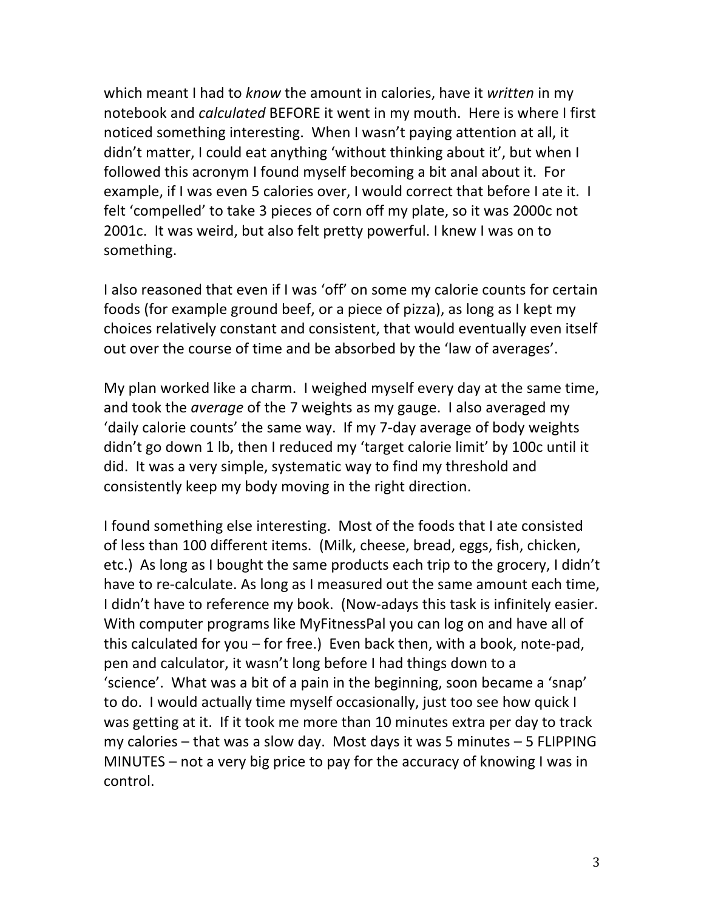which meant I had to *know* the amount in calories, have it *written* in my notebook and *calculated* BEFORE it went in my mouth. Here is where I first noticed something interesting. When I wasn't paying attention at all, it didn't matter, I could eat anything 'without thinking about it', but when I followed this acronym I found myself becoming a bit anal about it. For example, if I was even 5 calories over, I would correct that before I ate it. I felt 'compelled' to take 3 pieces of corn off my plate, so it was 2000c not 2001c. It was weird, but also felt pretty powerful. I knew I was on to something.

I also reasoned that even if I was 'off' on some my calorie counts for certain foods (for example ground beef, or a piece of pizza), as long as I kept my choices relatively constant and consistent, that would eventually even itself out over the course of time and be absorbed by the 'law of averages'.

My plan worked like a charm. I weighed myself every day at the same time, and took the *average* of the 7 weights as my gauge. I also averaged my 'daily calorie counts' the same way. If my 7-day average of body weights didn't go down 1 lb, then I reduced my 'target calorie limit' by 100c until it did. It was a very simple, systematic way to find my threshold and consistently keep my body moving in the right direction.

I found something else interesting. Most of the foods that I ate consisted of less than 100 different items. (Milk, cheese, bread, eggs, fish, chicken, etc.) As long as I bought the same products each trip to the grocery, I didn't have to re-calculate. As long as I measured out the same amount each time, I didn't have to reference my book. (Now-adays this task is infinitely easier. With computer programs like MyFitnessPal you can log on and have all of this calculated for you – for free.) Even back then, with a book, note-pad, pen and calculator, it wasn't long before I had things down to a 'science'. What was a bit of a pain in the beginning, soon became a 'snap' to do. I would actually time myself occasionally, just too see how quick I was getting at it. If it took me more than 10 minutes extra per day to track my calories – that was a slow day. Most days it was 5 minutes – 5 FLIPPING MINUTES – not a very big price to pay for the accuracy of knowing I was in control.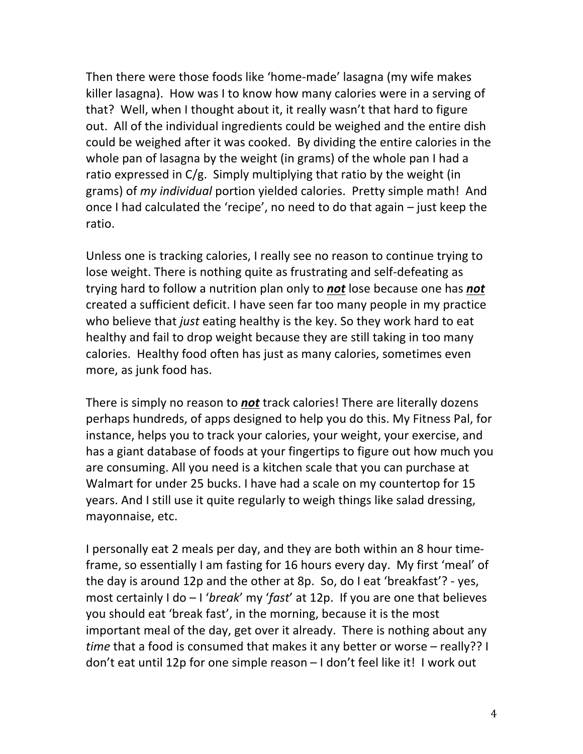Then there were those foods like 'home-made' lasagna (my wife makes killer lasagna). How was I to know how many calories were in a serving of that? Well, when I thought about it, it really wasn't that hard to figure out. All of the individual ingredients could be weighed and the entire dish could be weighed after it was cooked. By dividing the entire calories in the whole pan of lasagna by the weight (in grams) of the whole pan I had a ratio expressed in C/g. Simply multiplying that ratio by the weight (in grams) of *my individual* portion yielded calories. Pretty simple math! And once I had calculated the 'recipe', no need to do that again – just keep the ratio.

Unless one is tracking calories, I really see no reason to continue trying to lose weight. There is nothing quite as frustrating and self-defeating as trying hard to follow a nutrition plan only to ***not*** lose because one has ***not*** created a sufficient deficit. I have seen far too many people in my practice who believe that *just* eating healthy is the key. So they work hard to eat healthy and fail to drop weight because they are still taking in too many calories. Healthy food often has just as many calories, sometimes even more, as junk food has.

There is simply no reason to ***not*** track calories! There are literally dozens perhaps hundreds, of apps designed to help you do this. My Fitness Pal, for instance, helps you to track your calories, your weight, your exercise, and has a giant database of foods at your fingertips to figure out how much you are consuming. All you need is a kitchen scale that you can purchase at Walmart for under 25 bucks. I have had a scale on my countertop for 15 years. And I still use it quite regularly to weigh things like salad dressing, mayonnaise, etc.

I personally eat 2 meals per day, and they are both within an 8 hour time-frame, so essentially I am fasting for 16 hours every day. My first 'meal' of the day is around 12p and the other at 8p. So, do I eat 'breakfast'? - yes, most certainly I do – I '*break*' my '*fast*' at 12p. If you are one that believes you should eat 'break fast', in the morning, because it is the most important meal of the day, get over it already. There is nothing about any *time* that a food is consumed that makes it any better or worse – really?? I don't eat until 12p for one simple reason – I don't feel like it! I work out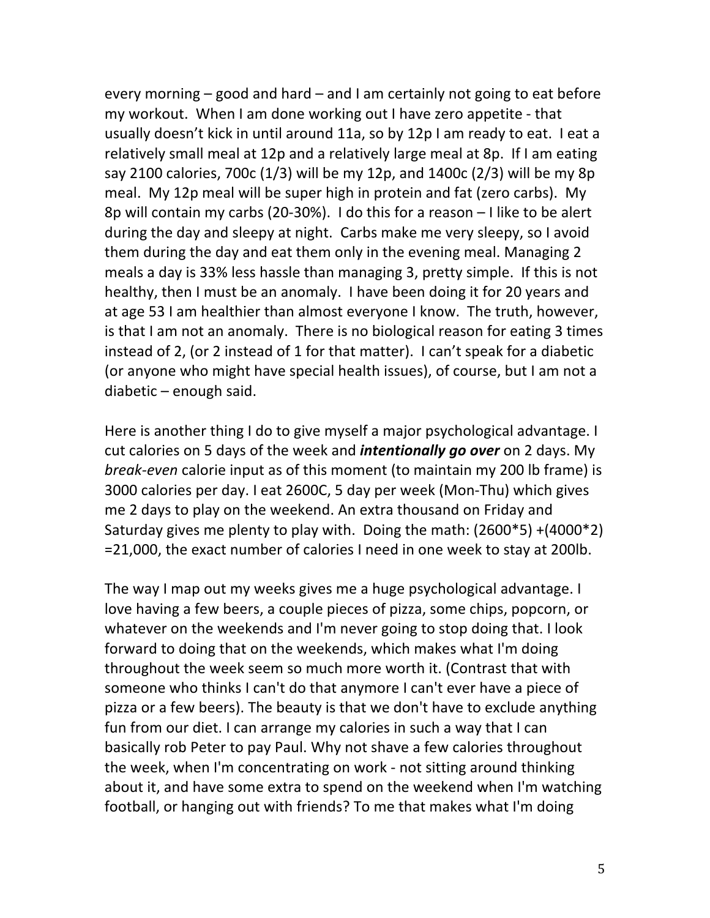every morning – good and hard – and I am certainly not going to eat before my workout. When I am done working out I have zero appetite - that usually doesn't kick in until around 11a, so by 12p I am ready to eat. I eat a relatively small meal at 12p and a relatively large meal at 8p. If I am eating say 2100 calories, 700c (1/3) will be my 12p, and 1400c (2/3) will be my 8p meal. My 12p meal will be super high in protein and fat (zero carbs). My 8p will contain my carbs (20-30%). I do this for a reason – I like to be alert during the day and sleepy at night. Carbs make me very sleepy, so I avoid them during the day and eat them only in the evening meal. Managing 2 meals a day is 33% less hassle than managing 3, pretty simple. If this is not healthy, then I must be an anomaly. I have been doing it for 20 years and at age 53 I am healthier than almost everyone I know. The truth, however, is that I am not an anomaly. There is no biological reason for eating 3 times instead of 2, (or 2 instead of 1 for that matter). I can't speak for a diabetic (or anyone who might have special health issues), of course, but I am not a diabetic – enough said.

Here is another thing I do to give myself a major psychological advantage. I cut calories on 5 days of the week and ***intentionally go over*** on 2 days. My *break-even* calorie input as of this moment (to maintain my 200 lb frame) is 3000 calories per day. I eat 2600C, 5 day per week (Mon-Thu) which gives me 2 days to play on the weekend. An extra thousand on Friday and Saturday gives me plenty to play with. Doing the math: (2600*5) +(4000*2) =21,000, the exact number of calories I need in one week to stay at 200lb.

The way I map out my weeks gives me a huge psychological advantage. I love having a few beers, a couple pieces of pizza, some chips, popcorn, or whatever on the weekends and I'm never going to stop doing that. I look forward to doing that on the weekends, which makes what I'm doing throughout the week seem so much more worth it. (Contrast that with someone who thinks I can't do that anymore I can't ever have a piece of pizza or a few beers). The beauty is that we don't have to exclude anything fun from our diet. I can arrange my calories in such a way that I can basically rob Peter to pay Paul. Why not shave a few calories throughout the week, when I'm concentrating on work - not sitting around thinking about it, and have some extra to spend on the weekend when I'm watching football, or hanging out with friends? To me that makes what I'm doing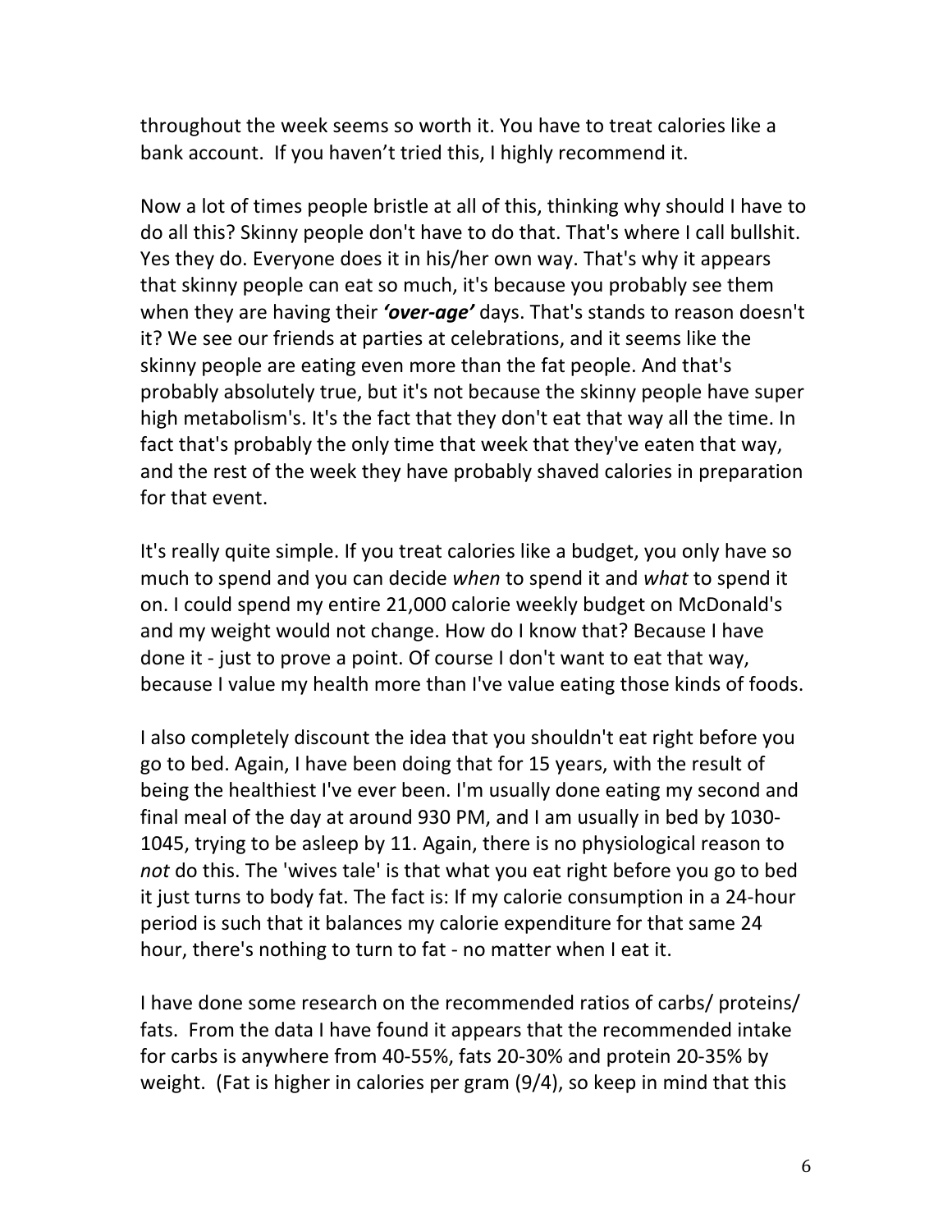throughout the week seems so worth it. You have to treat calories like a bank account.  If you haven't tried this, I highly recommend it.

Now a lot of times people bristle at all of this, thinking why should I have to do all this? Skinny people don't have to do that. That's where I call bullshit. Yes they do. Everyone does it in his/her own way. That's why it appears that skinny people can eat so much, it's because you probably see them when they are having their ***'over-age'*** days. That's stands to reason doesn't it? We see our friends at parties at celebrations, and it seems like the skinny people are eating even more than the fat people. And that's probably absolutely true, but it's not because the skinny people have super high metabolism's. It's the fact that they don't eat that way all the time. In fact that's probably the only time that week that they've eaten that way, and the rest of the week they have probably shaved calories in preparation for that event.

It's really quite simple. If you treat calories like a budget, you only have so much to spend and you can decide *when* to spend it and *what* to spend it on. I could spend my entire 21,000 calorie weekly budget on McDonald's and my weight would not change. How do I know that? Because I have done it - just to prove a point. Of course I don't want to eat that way, because I value my health more than I've value eating those kinds of foods.

I also completely discount the idea that you shouldn't eat right before you go to bed. Again, I have been doing that for 15 years, with the result of being the healthiest I've ever been. I'm usually done eating my second and final meal of the day at around 930 PM, and I am usually in bed by 1030-1045, trying to be asleep by 11. Again, there is no physiological reason to *not* do this. The 'wives tale' is that what you eat right before you go to bed it just turns to body fat. The fact is: If my calorie consumption in a 24-hour period is such that it balances my calorie expenditure for that same 24 hour, there's nothing to turn to fat - no matter when I eat it.

I have done some research on the recommended ratios of carbs/ proteins/ fats.  From the data I have found it appears that the recommended intake for carbs is anywhere from 40-55%, fats 20-30% and protein 20-35% by weight.  (Fat is higher in calories per gram (9/4), so keep in mind that this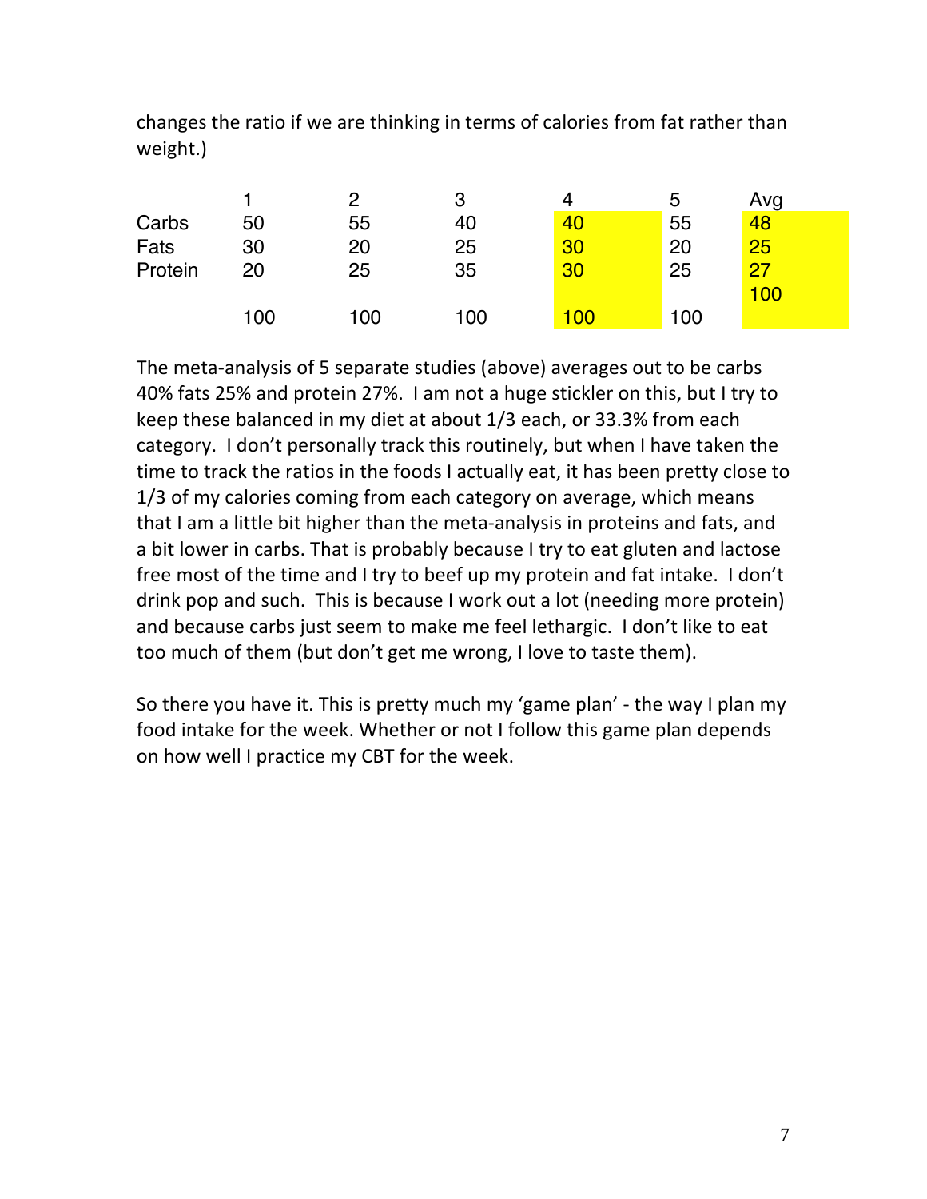changes the ratio if we are thinking in terms of calories from fat rather than weight.)

| | 1 | 2 | 3 | 4 | 5 | Avg |
|---|---|---|---|---|---|---|
| Carbs | 50 | 55 | 40 | 40 | 55 | 48 |
| Fats | 30 | 20 | 25 | 30 | 20 | 25 |
| Protein | 20 | 25 | 35 | 30 | 25 | 27 |
| | | | | | | 100 |
| | 100 | 100 | 100 | 100 | 100 | |

The meta-analysis of 5 separate studies (above) averages out to be carbs 40% fats 25% and protein 27%. I am not a huge stickler on this, but I try to keep these balanced in my diet at about 1/3 each, or 33.3% from each category. I don't personally track this routinely, but when I have taken the time to track the ratios in the foods I actually eat, it has been pretty close to 1/3 of my calories coming from each category on average, which means that I am a little bit higher than the meta-analysis in proteins and fats, and a bit lower in carbs. That is probably because I try to eat gluten and lactose free most of the time and I try to beef up my protein and fat intake. I don't drink pop and such. This is because I work out a lot (needing more protein) and because carbs just seem to make me feel lethargic. I don't like to eat too much of them (but don't get me wrong, I love to taste them).

So there you have it. This is pretty much my 'game plan' - the way I plan my food intake for the week. Whether or not I follow this game plan depends on how well I practice my CBT for the week.